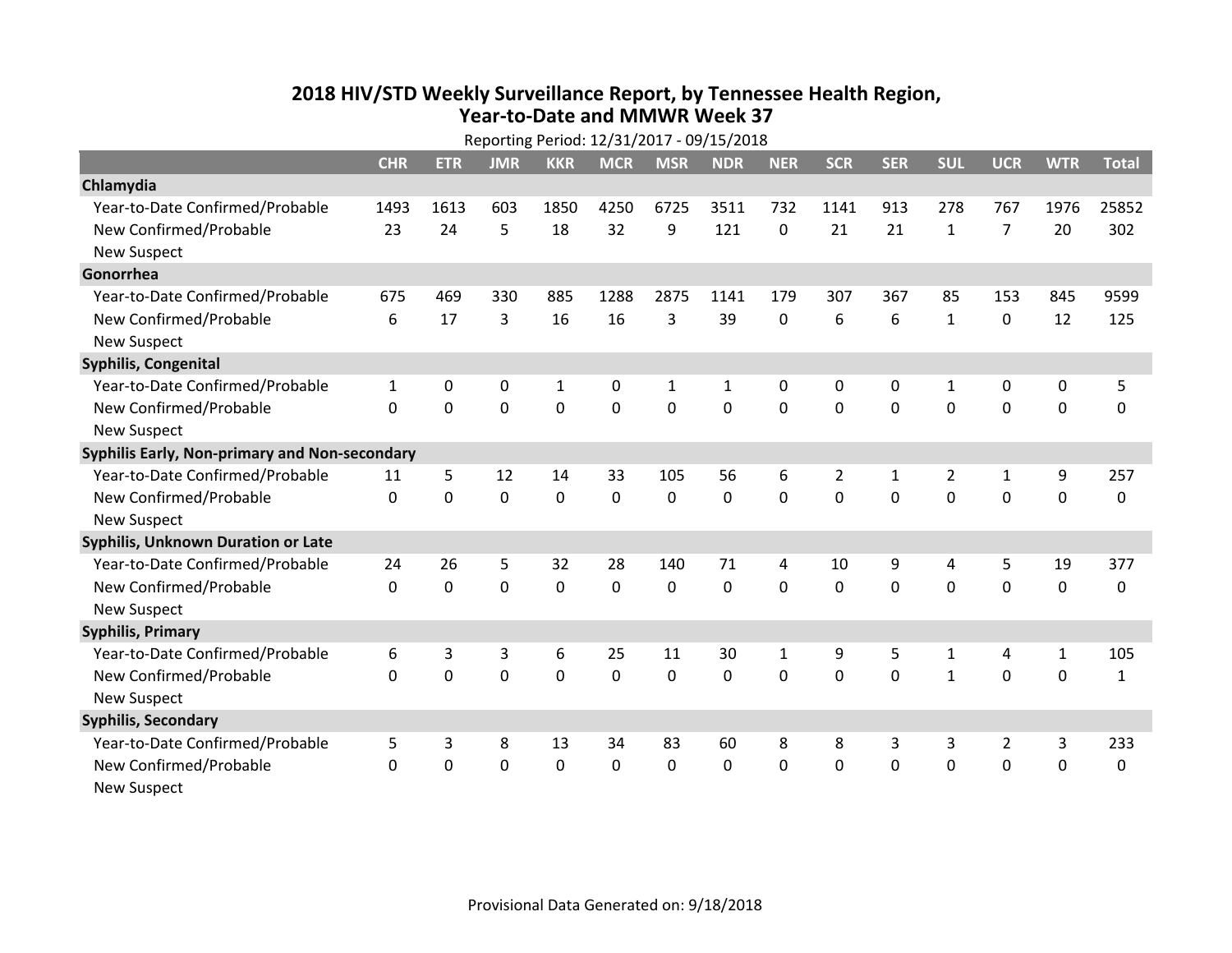# 2018 HIV/STD Weekly Surveillance Report, by Tennessee Health Region, Year-to-Date and MMWR Week 37

Reporting Period: 12/31/2017 - 09/15/2018

| | CHR | ETR | JMR | KKR | MCR | MSR | NDR | NER | SCR | SER | SUL | UCR | WTR | Total |
|---|---|---|---|---|---|---|---|---|---|---|---|---|---|---|
| **Chlamydia** | | | | | | | | | | | | | | |
| Year-to-Date Confirmed/Probable | 1493 | 1613 | 603 | 1850 | 4250 | 6725 | 3511 | 732 | 1141 | 913 | 278 | 767 | 1976 | 25852 |
| New Confirmed/Probable | 23 | 24 | 5 | 18 | 32 | 9 | 121 | 0 | 21 | 21 | 1 | 7 | 20 | 302 |
| New Suspect | | | | | | | | | | | | | | |
| **Gonorrhea** | | | | | | | | | | | | | | |
| Year-to-Date Confirmed/Probable | 675 | 469 | 330 | 885 | 1288 | 2875 | 1141 | 179 | 307 | 367 | 85 | 153 | 845 | 9599 |
| New Confirmed/Probable | 6 | 17 | 3 | 16 | 16 | 3 | 39 | 0 | 6 | 6 | 1 | 0 | 12 | 125 |
| New Suspect | | | | | | | | | | | | | | |
| **Syphilis, Congenital** | | | | | | | | | | | | | | |
| Year-to-Date Confirmed/Probable | 1 | 0 | 0 | 1 | 0 | 1 | 1 | 0 | 0 | 0 | 1 | 0 | 0 | 5 |
| New Confirmed/Probable | 0 | 0 | 0 | 0 | 0 | 0 | 0 | 0 | 0 | 0 | 0 | 0 | 0 | 0 |
| New Suspect | | | | | | | | | | | | | | |
| **Syphilis Early, Non-primary and Non-secondary** | | | | | | | | | | | | | | |
| Year-to-Date Confirmed/Probable | 11 | 5 | 12 | 14 | 33 | 105 | 56 | 6 | 2 | 1 | 2 | 1 | 9 | 257 |
| New Confirmed/Probable | 0 | 0 | 0 | 0 | 0 | 0 | 0 | 0 | 0 | 0 | 0 | 0 | 0 | 0 |
| New Suspect | | | | | | | | | | | | | | |
| **Syphilis, Unknown Duration or Late** | | | | | | | | | | | | | | |
| Year-to-Date Confirmed/Probable | 24 | 26 | 5 | 32 | 28 | 140 | 71 | 4 | 10 | 9 | 4 | 5 | 19 | 377 |
| New Confirmed/Probable | 0 | 0 | 0 | 0 | 0 | 0 | 0 | 0 | 0 | 0 | 0 | 0 | 0 | 0 |
| New Suspect | | | | | | | | | | | | | | |
| **Syphilis, Primary** | | | | | | | | | | | | | | |
| Year-to-Date Confirmed/Probable | 6 | 3 | 3 | 6 | 25 | 11 | 30 | 1 | 9 | 5 | 1 | 4 | 1 | 105 |
| New Confirmed/Probable | 0 | 0 | 0 | 0 | 0 | 0 | 0 | 0 | 0 | 0 | 1 | 0 | 0 | 1 |
| New Suspect | | | | | | | | | | | | | | |
| **Syphilis, Secondary** | | | | | | | | | | | | | | |
| Year-to-Date Confirmed/Probable | 5 | 3 | 8 | 13 | 34 | 83 | 60 | 8 | 8 | 3 | 3 | 2 | 3 | 233 |
| New Confirmed/Probable | 0 | 0 | 0 | 0 | 0 | 0 | 0 | 0 | 0 | 0 | 0 | 0 | 0 | 0 |
| New Suspect | | | | | | | | | | | | | | |

Provisional Data Generated on: 9/18/2018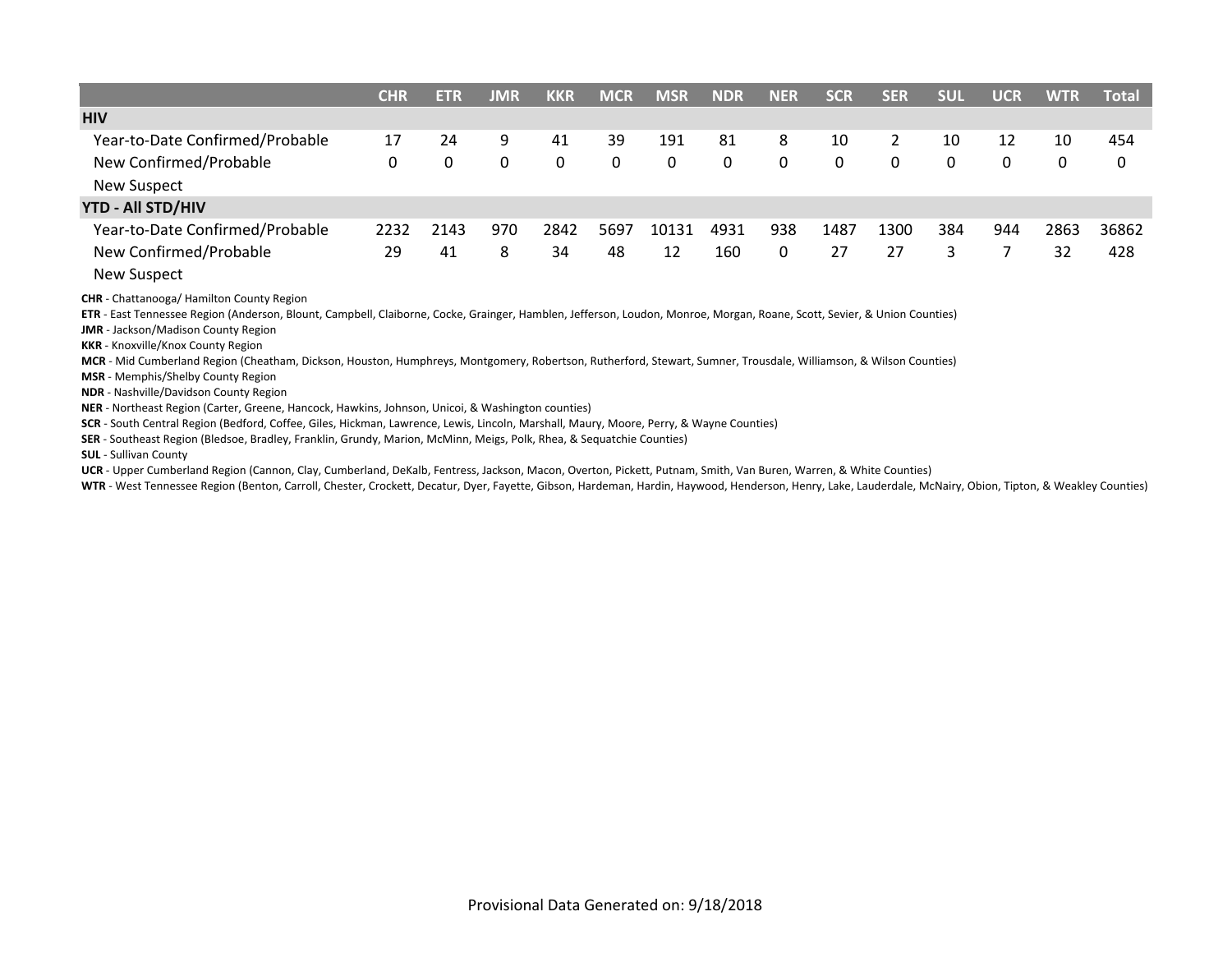| | CHR | ETR | JMR | KKR | MCR | MSR | NDR | NER | SCR | SER | SUL | UCR | WTR | Total |
|---|---|---|---|---|---|---|---|---|---|---|---|---|---|---|
| **HIV** | | | | | | | | | | | | | | |
| Year-to-Date Confirmed/Probable | 17 | 24 | 9 | 41 | 39 | 191 | 81 | 8 | 10 | 2 | 10 | 12 | 10 | 454 |
| New Confirmed/Probable | 0 | 0 | 0 | 0 | 0 | 0 | 0 | 0 | 0 | 0 | 0 | 0 | 0 | 0 |
| New Suspect | | | | | | | | | | | | | | |
| **YTD - All STD/HIV** | | | | | | | | | | | | | | |
| Year-to-Date Confirmed/Probable | 2232 | 2143 | 970 | 2842 | 5697 | 10131 | 4931 | 938 | 1487 | 1300 | 384 | 944 | 2863 | 36862 |
| New Confirmed/Probable | 29 | 41 | 8 | 34 | 48 | 12 | 160 | 0 | 27 | 27 | 3 | 7 | 32 | 428 |
| New Suspect | | | | | | | | | | | | | | |

**CHR** - Chattanooga/ Hamilton County Region

**ETR** - East Tennessee Region (Anderson, Blount, Campbell, Claiborne, Cocke, Grainger, Hamblen, Jefferson, Loudon, Monroe, Morgan, Roane, Scott, Sevier, & Union Counties)

**JMR** - Jackson/Madison County Region

**KKR** - Knoxville/Knox County Region

**MCR** - Mid Cumberland Region (Cheatham, Dickson, Houston, Humphreys, Montgomery, Robertson, Rutherford, Stewart, Sumner, Trousdale, Williamson, & Wilson Counties)

**MSR** - Memphis/Shelby County Region

**NDR** - Nashville/Davidson County Region

**NER** - Northeast Region (Carter, Greene, Hancock, Hawkins, Johnson, Unicoi, & Washington counties)

**SCR** - South Central Region (Bedford, Coffee, Giles, Hickman, Lawrence, Lewis, Lincoln, Marshall, Maury, Moore, Perry, & Wayne Counties)

**SER** - Southeast Region (Bledsoe, Bradley, Franklin, Grundy, Marion, McMinn, Meigs, Polk, Rhea, & Sequatchie Counties)

**SUL** - Sullivan County

**UCR** - Upper Cumberland Region (Cannon, Clay, Cumberland, DeKalb, Fentress, Jackson, Macon, Overton, Pickett, Putnam, Smith, Van Buren, Warren, & White Counties)

**WTR** - West Tennessee Region (Benton, Carroll, Chester, Crockett, Decatur, Dyer, Fayette, Gibson, Hardeman, Hardin, Haywood, Henderson, Henry, Lake, Lauderdale, McNairy, Obion, Tipton, & Weakley Counties)

Provisional Data Generated on: 9/18/2018